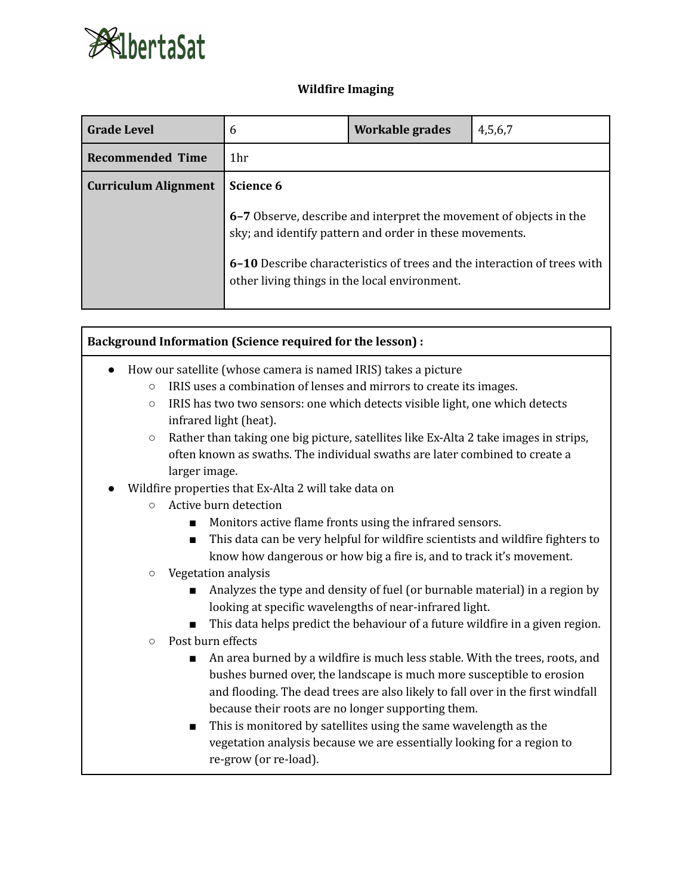AlbertaSat

# Wildfire Imaging

| | | | |
|---|---|---|---|
| **Grade Level** | 6 | **Workable grades** | 4,5,6,7 |
| **Recommended Time** | 1hr | | |
| **Curriculum Alignment** | **Science 6**<br><br>**6–7** Observe, describe and interpret the movement of objects in the sky; and identify pattern and order in these movements.<br><br>**6–10** Describe characteristics of trees and the interaction of trees with other living things in the local environment. | | |

**Background Information (Science required for the lesson) :**

- How our satellite (whose camera is named IRIS) takes a picture
  - IRIS uses a combination of lenses and mirrors to create its images.
  - IRIS has two two sensors: one which detects visible light, one which detects infrared light (heat).
  - Rather than taking one big picture, satellites like Ex-Alta 2 take images in strips, often known as swaths. The individual swaths are later combined to create a larger image.
- Wildfire properties that Ex-Alta 2 will take data on
  - Active burn detection
    - Monitors active flame fronts using the infrared sensors.
    - This data can be very helpful for wildfire scientists and wildfire fighters to know how dangerous or how big a fire is, and to track it's movement.
  - Vegetation analysis
    - Analyzes the type and density of fuel (or burnable material) in a region by looking at specific wavelengths of near-infrared light.
    - This data helps predict the behaviour of a future wildfire in a given region.
  - Post burn effects
    - An area burned by a wildfire is much less stable. With the trees, roots, and bushes burned over, the landscape is much more susceptible to erosion and flooding. The dead trees are also likely to fall over in the first windfall because their roots are no longer supporting them.
    - This is monitored by satellites using the same wavelength as the vegetation analysis because we are essentially looking for a region to re-grow (or re-load).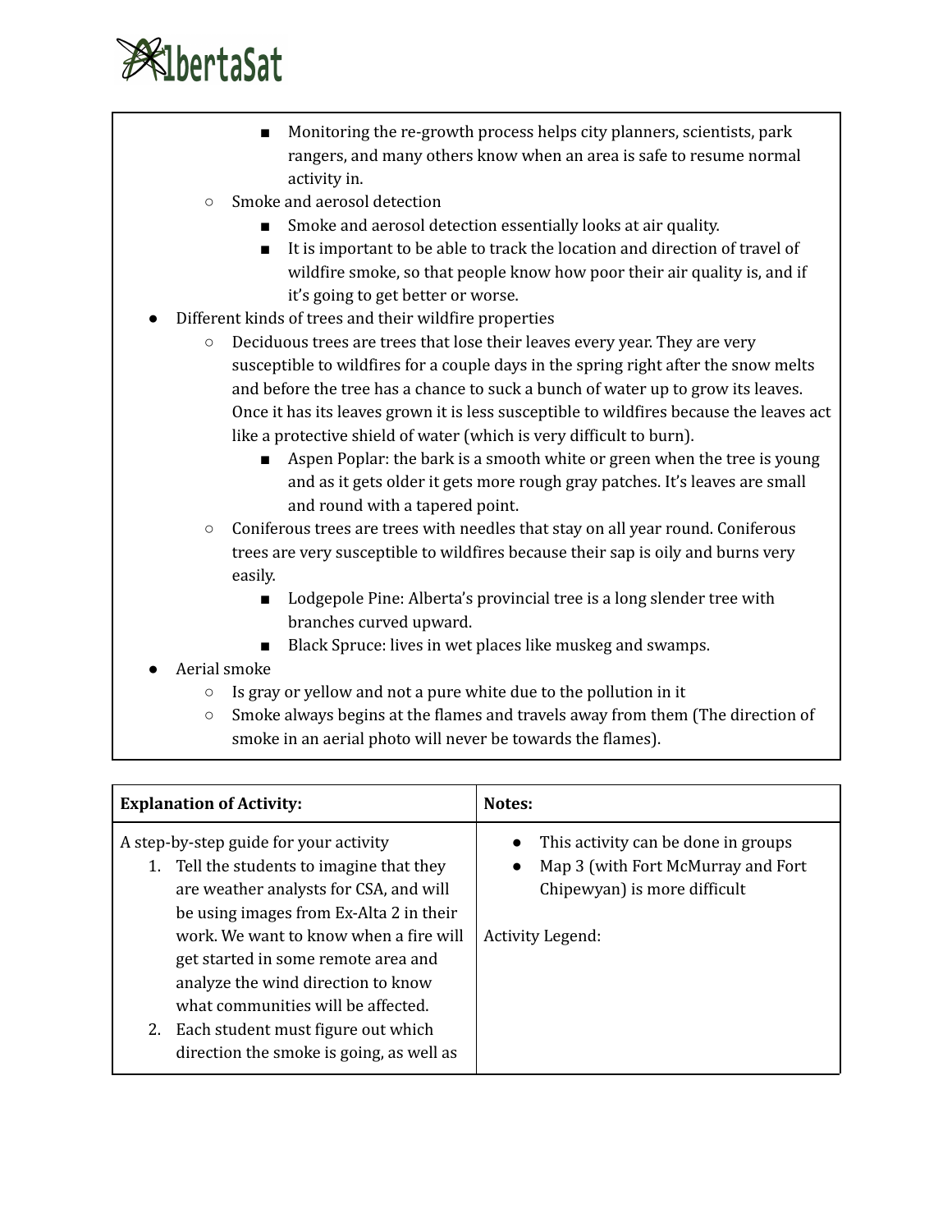- Monitoring the re-growth process helps city planners, scientists, park rangers, and many others know when an area is safe to resume normal activity in.
  - Smoke and aerosol detection
    - Smoke and aerosol detection essentially looks at air quality.
    - It is important to be able to track the location and direction of travel of wildfire smoke, so that people know how poor their air quality is, and if it's going to get better or worse.
- Different kinds of trees and their wildfire properties
  - Deciduous trees are trees that lose their leaves every year. They are very susceptible to wildfires for a couple days in the spring right after the snow melts and before the tree has a chance to suck a bunch of water up to grow its leaves. Once it has its leaves grown it is less susceptible to wildfires because the leaves act like a protective shield of water (which is very difficult to burn).
    - Aspen Poplar: the bark is a smooth white or green when the tree is young and as it gets older it gets more rough gray patches. It's leaves are small and round with a tapered point.
  - Coniferous trees are trees with needles that stay on all year round. Coniferous trees are very susceptible to wildfires because their sap is oily and burns very easily.
    - Lodgepole Pine: Alberta's provincial tree is a long slender tree with branches curved upward.
    - Black Spruce: lives in wet places like muskeg and swamps.
- Aerial smoke
  - Is gray or yellow and not a pure white due to the pollution in it
  - Smoke always begins at the flames and travels away from them (The direction of smoke in an aerial photo will never be towards the flames).

| **Explanation of Activity:** | **Notes:** |
|---|---|
| A step-by-step guide for your activity<br>1. Tell the students to imagine that they are weather analysts for CSA, and will be using images from Ex-Alta 2 in their work. We want to know when a fire will get started in some remote area and analyze the wind direction to know what communities will be affected.<br>2. Each student must figure out which direction the smoke is going, as well as | • This activity can be done in groups<br>• Map 3 (with Fort McMurray and Fort Chipewyan) is more difficult<br><br>Activity Legend: |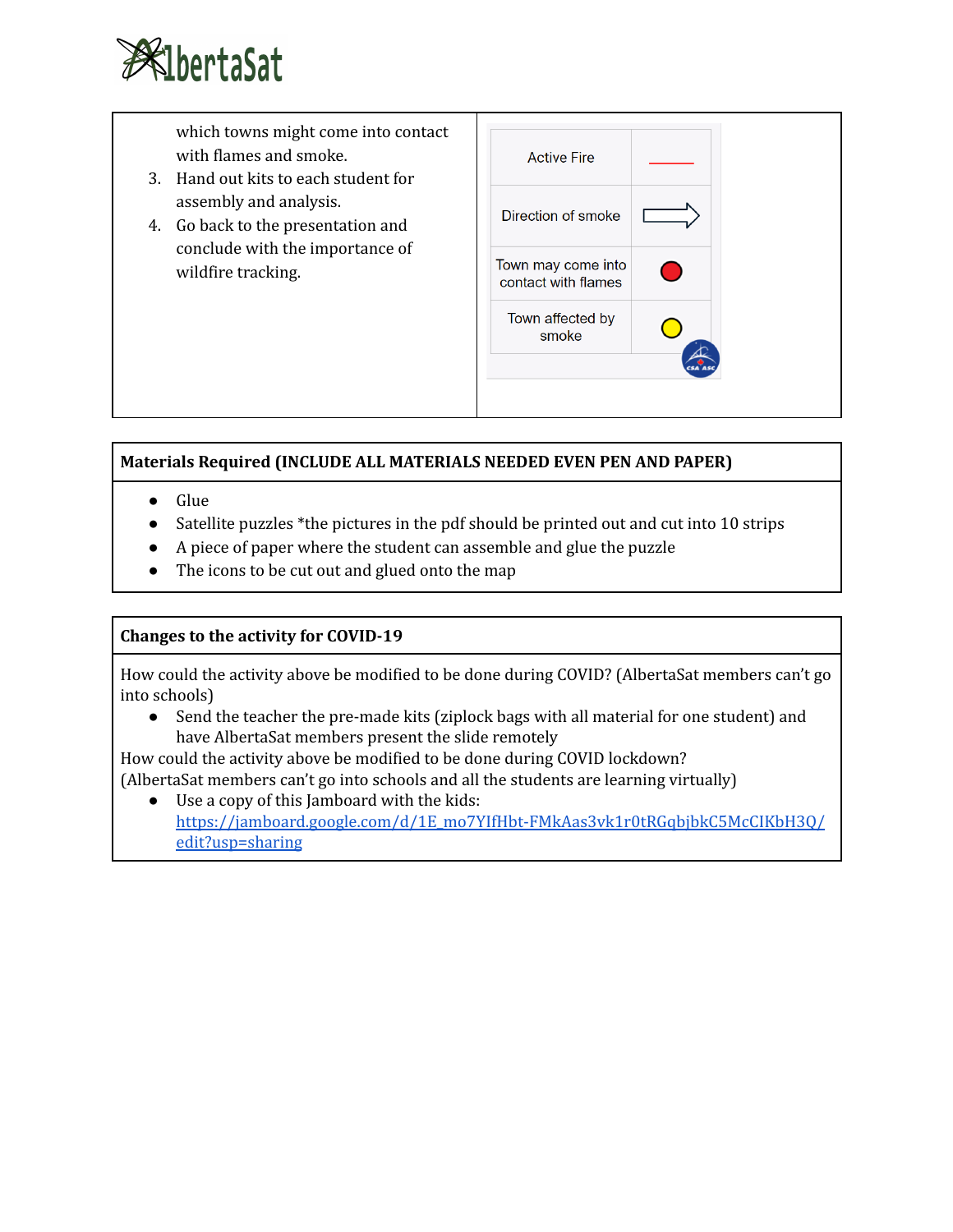which towns might come into contact with flames and smoke.

3. Hand out kits to each student for assembly and analysis.
4. Go back to the presentation and conclude with the importance of wildfire tracking.

| | |
|---|---|
| Active Fire | |
| Direction of smoke | |
| Town may come into contact with flames | |
| Town affected by smoke | |

## Materials Required (INCLUDE ALL MATERIALS NEEDED EVEN PEN AND PAPER)

- Glue
- Satellite puzzles *the pictures in the pdf should be printed out and cut into 10 strips
- A piece of paper where the student can assemble and glue the puzzle
- The icons to be cut out and glued onto the map

## Changes to the activity for COVID-19

How could the activity above be modified to be done during COVID? (AlbertaSat members can't go into schools)

- Send the teacher the pre-made kits (ziplock bags with all material for one student) and have AlbertaSat members present the slide remotely

How could the activity above be modified to be done during COVID lockdown? (AlbertaSat members can't go into schools and all the students are learning virtually)

- Use a copy of this Jamboard with the kids: [https://jamboard.google.com/d/1E_mo7YIfHbt-FMkAas3vk1r0tRGqbjbkC5McCIKbH3Q/edit?usp=sharing](https://jamboard.google.com/d/1E_mo7YIfHbt-FMkAas3vk1r0tRGqbjbkC5McCIKbH3Q/edit?usp=sharing)